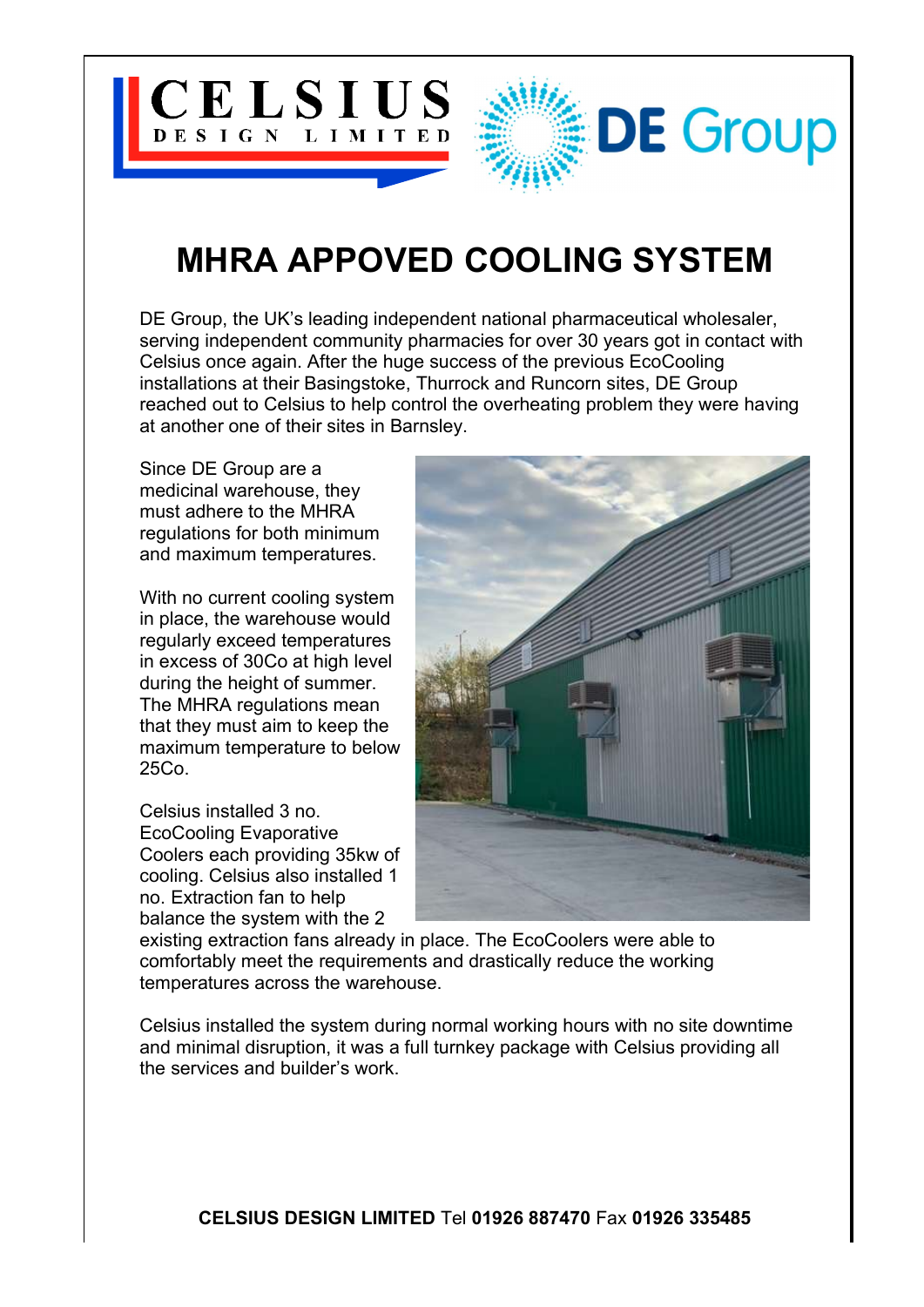# MHRA APPOVED COOLING SYSTEM

DE Group, the UK's leading independent national pharmaceutical wholesaler, serving independent community pharmacies for over 30 years got in contact with Celsius once again. After the huge success of the previous EcoCooling installations at their Basingstoke, Thurrock and Runcorn sites, DE Group reached out to Celsius to help control the overheating problem they were having at another one of their sites in Barnsley.

Since DE Group are a medicinal warehouse, they must adhere to the MHRA regulations for both minimum and maximum temperatures.

With no current cooling system in place, the warehouse would regularly exceed temperatures in excess of 30Co at high level during the height of summer. The MHRA regulations mean that they must aim to keep the maximum temperature to below 25Co.

Celsius installed 3 no. EcoCooling Evaporative Coolers each providing 35kw of cooling. Celsius also installed 1 no. Extraction fan to help balance the system with the 2 existing extraction fans already in place. The EcoCoolers were able to comfortably meet the requirements and drastically reduce the working temperatures across the warehouse.

Celsius installed the system during normal working hours with no site downtime and minimal disruption, it was a full turnkey package with Celsius providing all the services and builder's work.

**CELSIUS DESIGN LIMITED** Tel **01926 887470** Fax **01926 335485**